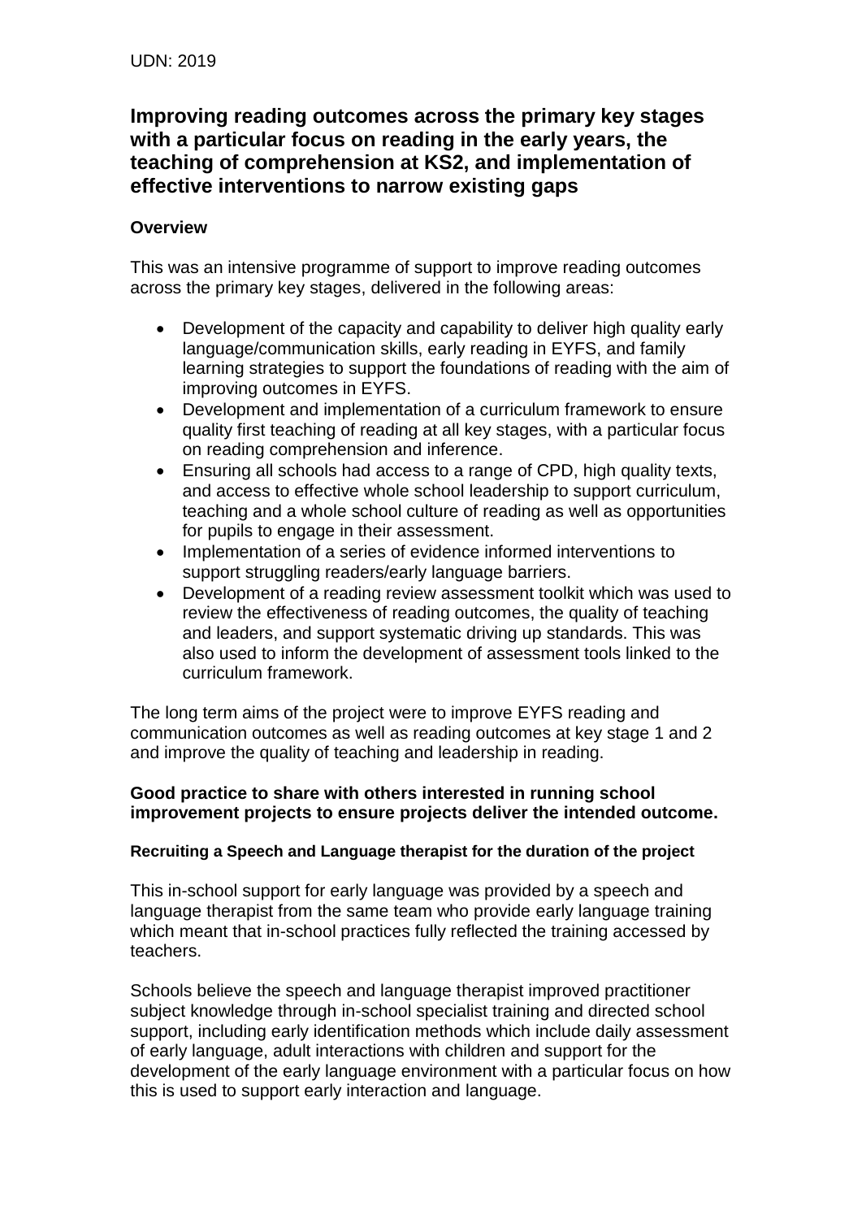UDN: 2019

# Improving reading outcomes across the primary key stages with a particular focus on reading in the early years, the teaching of comprehension at KS2, and implementation of effective interventions to narrow existing gaps

## Overview

This was an intensive programme of support to improve reading outcomes across the primary key stages, delivered in the following areas:

- Development of the capacity and capability to deliver high quality early language/communication skills, early reading in EYFS, and family learning strategies to support the foundations of reading with the aim of improving outcomes in EYFS.
- Development and implementation of a curriculum framework to ensure quality first teaching of reading at all key stages, with a particular focus on reading comprehension and inference.
- Ensuring all schools had access to a range of CPD, high quality texts, and access to effective whole school leadership to support curriculum, teaching and a whole school culture of reading as well as opportunities for pupils to engage in their assessment.
- Implementation of a series of evidence informed interventions to support struggling readers/early language barriers.
- Development of a reading review assessment toolkit which was used to review the effectiveness of reading outcomes, the quality of teaching and leaders, and support systematic driving up standards. This was also used to inform the development of assessment tools linked to the curriculum framework.

The long term aims of the project were to improve EYFS reading and communication outcomes as well as reading outcomes at key stage 1 and 2 and improve the quality of teaching and leadership in reading.

## Good practice to share with others interested in running school improvement projects to ensure projects deliver the intended outcome.

### Recruiting a Speech and Language therapist for the duration of the project

This in-school support for early language was provided by a speech and language therapist from the same team who provide early language training which meant that in-school practices fully reflected the training accessed by teachers.

Schools believe the speech and language therapist improved practitioner subject knowledge through in-school specialist training and directed school support, including early identification methods which include daily assessment of early language, adult interactions with children and support for the development of the early language environment with a particular focus on how this is used to support early interaction and language.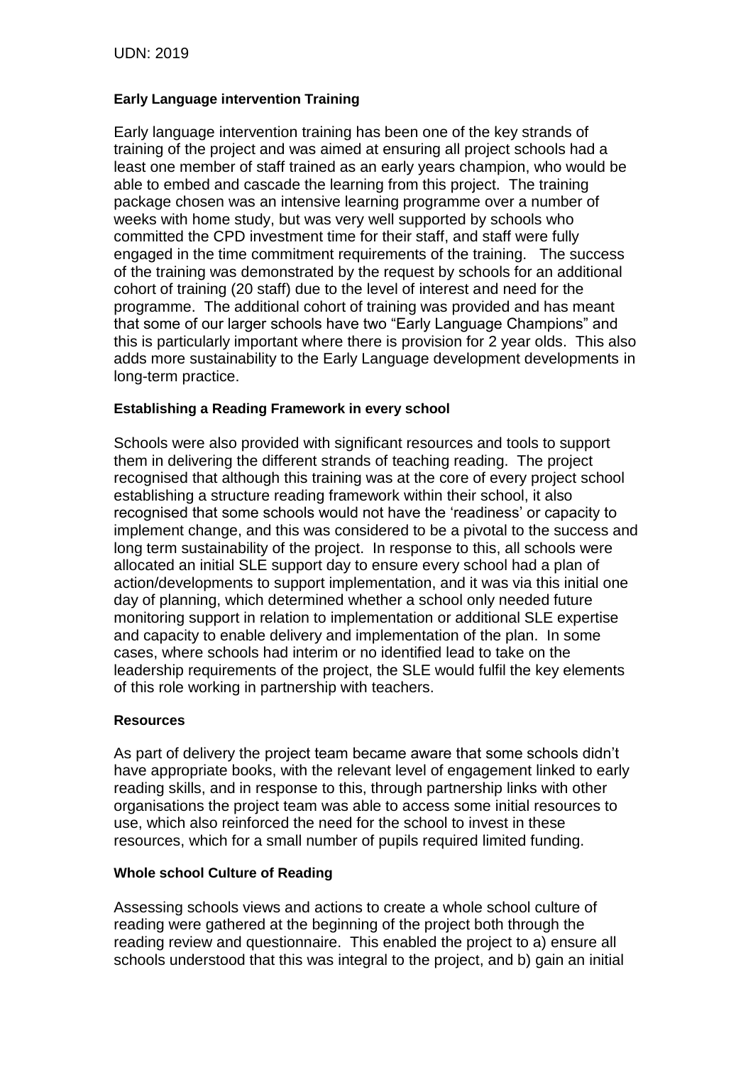UDN: 2019

**Early Language intervention Training**

Early language intervention training has been one of the key strands of training of the project and was aimed at ensuring all project schools had a least one member of staff trained as an early years champion, who would be able to embed and cascade the learning from this project. The training package chosen was an intensive learning programme over a number of weeks with home study, but was very well supported by schools who committed the CPD investment time for their staff, and staff were fully engaged in the time commitment requirements of the training. The success of the training was demonstrated by the request by schools for an additional cohort of training (20 staff) due to the level of interest and need for the programme. The additional cohort of training was provided and has meant that some of our larger schools have two "Early Language Champions" and this is particularly important where there is provision for 2 year olds. This also adds more sustainability to the Early Language development developments in long-term practice.

**Establishing a Reading Framework in every school**

Schools were also provided with significant resources and tools to support them in delivering the different strands of teaching reading. The project recognised that although this training was at the core of every project school establishing a structure reading framework within their school, it also recognised that some schools would not have the 'readiness' or capacity to implement change, and this was considered to be a pivotal to the success and long term sustainability of the project. In response to this, all schools were allocated an initial SLE support day to ensure every school had a plan of action/developments to support implementation, and it was via this initial one day of planning, which determined whether a school only needed future monitoring support in relation to implementation or additional SLE expertise and capacity to enable delivery and implementation of the plan. In some cases, where schools had interim or no identified lead to take on the leadership requirements of the project, the SLE would fulfil the key elements of this role working in partnership with teachers.

**Resources**

As part of delivery the project team became aware that some schools didn't have appropriate books, with the relevant level of engagement linked to early reading skills, and in response to this, through partnership links with other organisations the project team was able to access some initial resources to use, which also reinforced the need for the school to invest in these resources, which for a small number of pupils required limited funding.

**Whole school Culture of Reading**

Assessing schools views and actions to create a whole school culture of reading were gathered at the beginning of the project both through the reading review and questionnaire. This enabled the project to a) ensure all schools understood that this was integral to the project, and b) gain an initial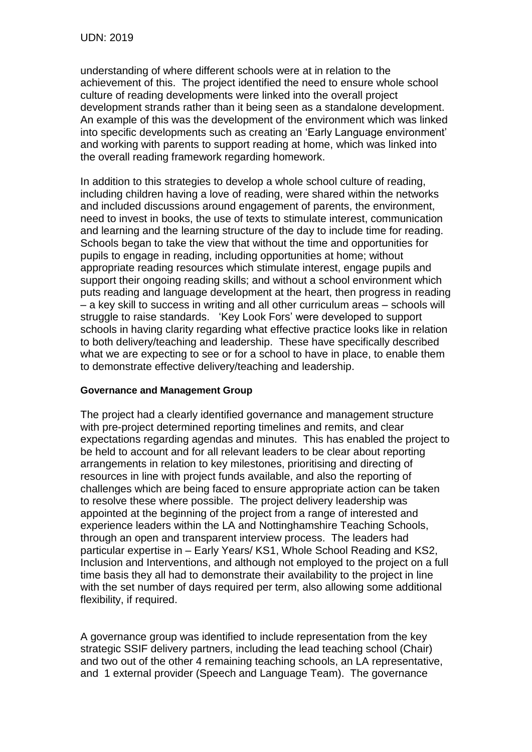understanding of where different schools were at in relation to the achievement of this. The project identified the need to ensure whole school culture of reading developments were linked into the overall project development strands rather than it being seen as a standalone development. An example of this was the development of the environment which was linked into specific developments such as creating an 'Early Language environment' and working with parents to support reading at home, which was linked into the overall reading framework regarding homework.

In addition to this strategies to develop a whole school culture of reading, including children having a love of reading, were shared within the networks and included discussions around engagement of parents, the environment, need to invest in books, the use of texts to stimulate interest, communication and learning and the learning structure of the day to include time for reading. Schools began to take the view that without the time and opportunities for pupils to engage in reading, including opportunities at home; without appropriate reading resources which stimulate interest, engage pupils and support their ongoing reading skills; and without a school environment which puts reading and language development at the heart, then progress in reading – a key skill to success in writing and all other curriculum areas – schools will struggle to raise standards. 'Key Look Fors' were developed to support schools in having clarity regarding what effective practice looks like in relation to both delivery/teaching and leadership. These have specifically described what we are expecting to see or for a school to have in place, to enable them to demonstrate effective delivery/teaching and leadership.

**Governance and Management Group**

The project had a clearly identified governance and management structure with pre-project determined reporting timelines and remits, and clear expectations regarding agendas and minutes. This has enabled the project to be held to account and for all relevant leaders to be clear about reporting arrangements in relation to key milestones, prioritising and directing of resources in line with project funds available, and also the reporting of challenges which are being faced to ensure appropriate action can be taken to resolve these where possible. The project delivery leadership was appointed at the beginning of the project from a range of interested and experience leaders within the LA and Nottinghamshire Teaching Schools, through an open and transparent interview process. The leaders had particular expertise in – Early Years/ KS1, Whole School Reading and KS2, Inclusion and Interventions, and although not employed to the project on a full time basis they all had to demonstrate their availability to the project in line with the set number of days required per term, also allowing some additional flexibility, if required.

A governance group was identified to include representation from the key strategic SSIF delivery partners, including the lead teaching school (Chair) and two out of the other 4 remaining teaching schools, an LA representative, and 1 external provider (Speech and Language Team). The governance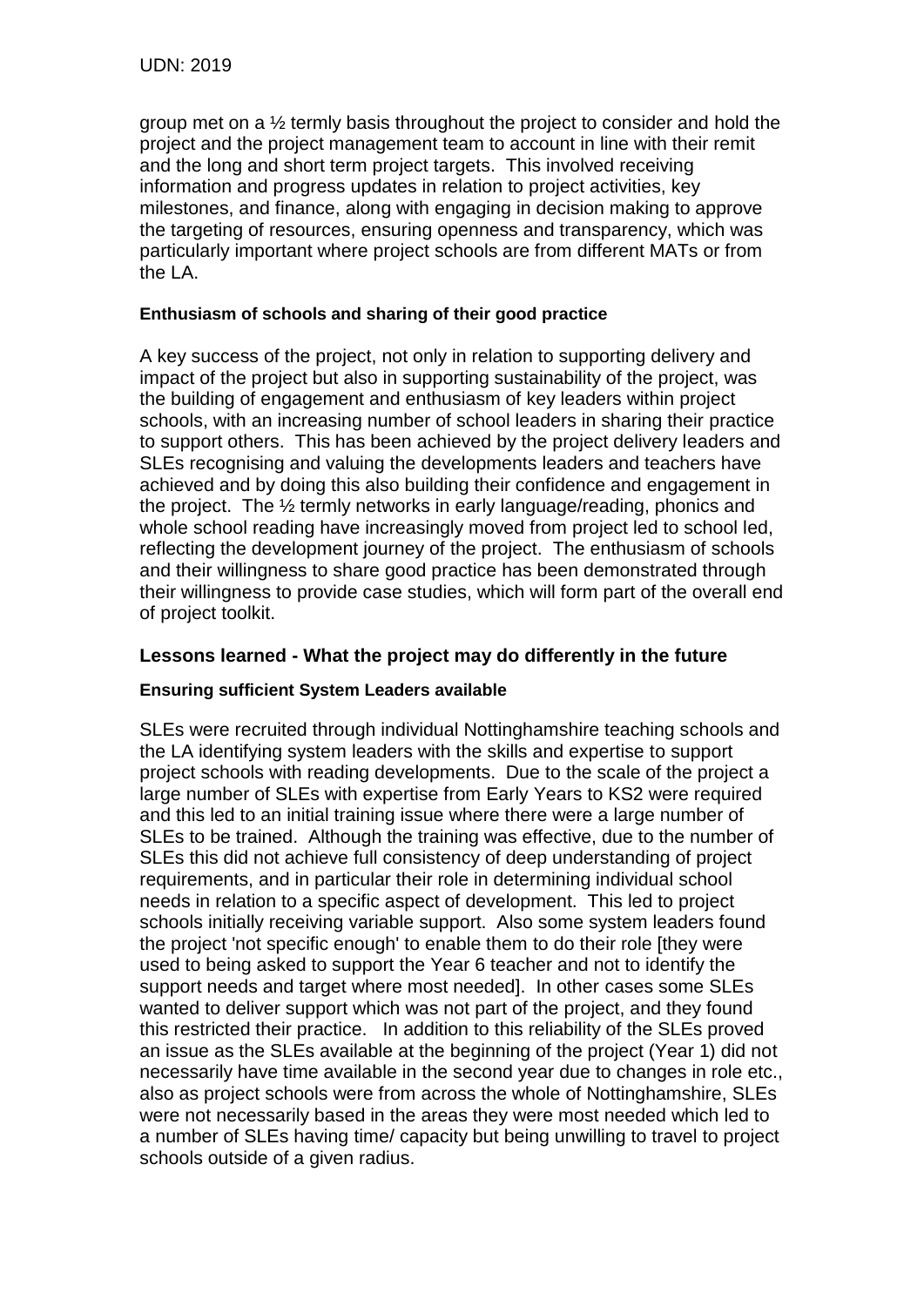group met on a ½ termly basis throughout the project to consider and hold the project and the project management team to account in line with their remit and the long and short term project targets. This involved receiving information and progress updates in relation to project activities, key milestones, and finance, along with engaging in decision making to approve the targeting of resources, ensuring openness and transparency, which was particularly important where project schools are from different MATs or from the LA.

#### Enthusiasm of schools and sharing of their good practice

A key success of the project, not only in relation to supporting delivery and impact of the project but also in supporting sustainability of the project, was the building of engagement and enthusiasm of key leaders within project schools, with an increasing number of school leaders in sharing their practice to support others. This has been achieved by the project delivery leaders and SLEs recognising and valuing the developments leaders and teachers have achieved and by doing this also building their confidence and engagement in the project. The ½ termly networks in early language/reading, phonics and whole school reading have increasingly moved from project led to school led, reflecting the development journey of the project. The enthusiasm of schools and their willingness to share good practice has been demonstrated through their willingness to provide case studies, which will form part of the overall end of project toolkit.

### Lessons learned - What the project may do differently in the future

#### Ensuring sufficient System Leaders available

SLEs were recruited through individual Nottinghamshire teaching schools and the LA identifying system leaders with the skills and expertise to support project schools with reading developments. Due to the scale of the project a large number of SLEs with expertise from Early Years to KS2 were required and this led to an initial training issue where there were a large number of SLEs to be trained. Although the training was effective, due to the number of SLEs this did not achieve full consistency of deep understanding of project requirements, and in particular their role in determining individual school needs in relation to a specific aspect of development. This led to project schools initially receiving variable support. Also some system leaders found the project 'not specific enough' to enable them to do their role [they were used to being asked to support the Year 6 teacher and not to identify the support needs and target where most needed]. In other cases some SLEs wanted to deliver support which was not part of the project, and they found this restricted their practice. In addition to this reliability of the SLEs proved an issue as the SLEs available at the beginning of the project (Year 1) did not necessarily have time available in the second year due to changes in role etc., also as project schools were from across the whole of Nottinghamshire, SLEs were not necessarily based in the areas they were most needed which led to a number of SLEs having time/ capacity but being unwilling to travel to project schools outside of a given radius.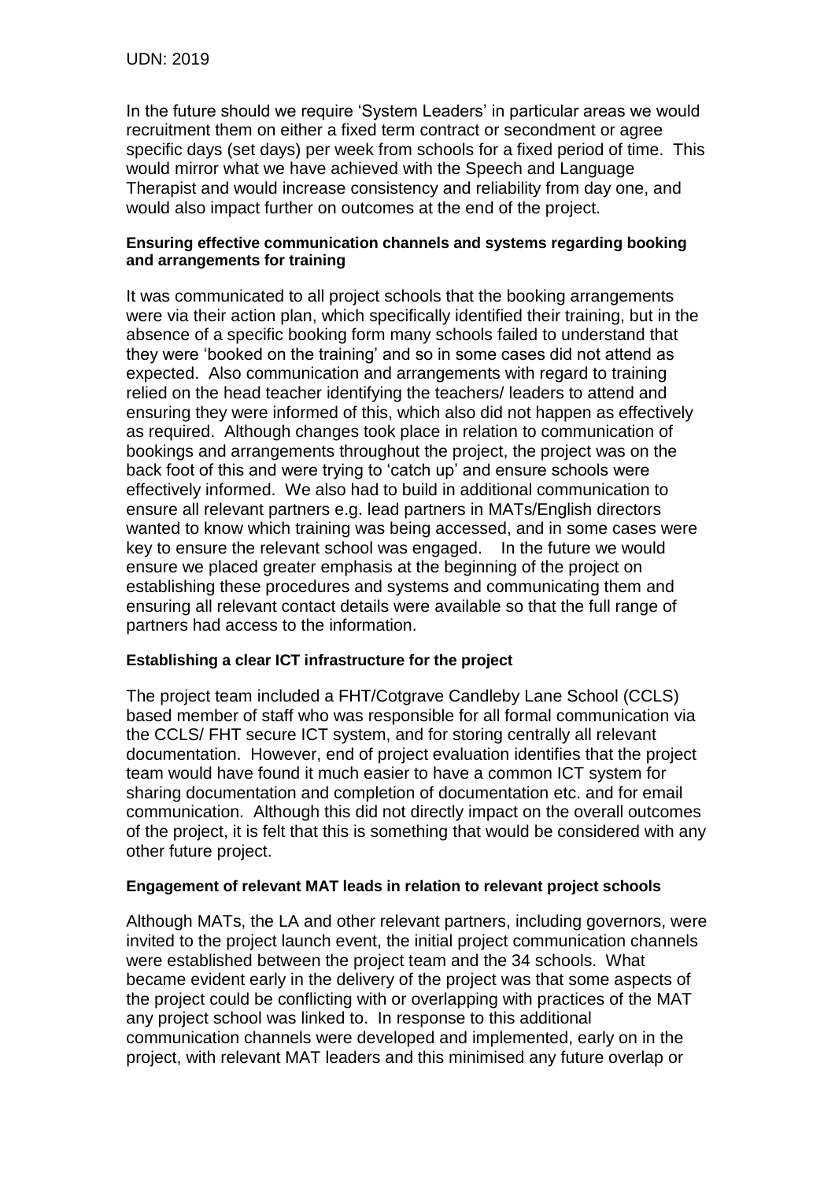In the future should we require 'System Leaders' in particular areas we would recruitment them on either a fixed term contract or secondment or agree specific days (set days) per week from schools for a fixed period of time. This would mirror what we have achieved with the Speech and Language Therapist and would increase consistency and reliability from day one, and would also impact further on outcomes at the end of the project.

**Ensuring effective communication channels and systems regarding booking and arrangements for training**

It was communicated to all project schools that the booking arrangements were via their action plan, which specifically identified their training, but in the absence of a specific booking form many schools failed to understand that they were 'booked on the training' and so in some cases did not attend as expected. Also communication and arrangements with regard to training relied on the head teacher identifying the teachers/ leaders to attend and ensuring they were informed of this, which also did not happen as effectively as required. Although changes took place in relation to communication of bookings and arrangements throughout the project, the project was on the back foot of this and were trying to 'catch up' and ensure schools were effectively informed. We also had to build in additional communication to ensure all relevant partners e.g. lead partners in MATs/English directors wanted to know which training was being accessed, and in some cases were key to ensure the relevant school was engaged. In the future we would ensure we placed greater emphasis at the beginning of the project on establishing these procedures and systems and communicating them and ensuring all relevant contact details were available so that the full range of partners had access to the information.

**Establishing a clear ICT infrastructure for the project**

The project team included a FHT/Cotgrave Candleby Lane School (CCLS) based member of staff who was responsible for all formal communication via the CCLS/ FHT secure ICT system, and for storing centrally all relevant documentation. However, end of project evaluation identifies that the project team would have found it much easier to have a common ICT system for sharing documentation and completion of documentation etc. and for email communication. Although this did not directly impact on the overall outcomes of the project, it is felt that this is something that would be considered with any other future project.

**Engagement of relevant MAT leads in relation to relevant project schools**

Although MATs, the LA and other relevant partners, including governors, were invited to the project launch event, the initial project communication channels were established between the project team and the 34 schools. What became evident early in the delivery of the project was that some aspects of the project could be conflicting with or overlapping with practices of the MAT any project school was linked to. In response to this additional communication channels were developed and implemented, early on in the project, with relevant MAT leaders and this minimised any future overlap or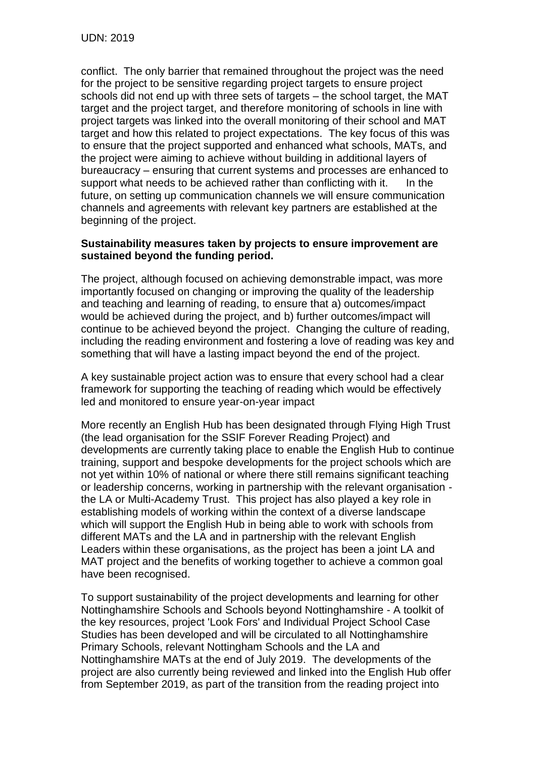conflict. The only barrier that remained throughout the project was the need for the project to be sensitive regarding project targets to ensure project schools did not end up with three sets of targets – the school target, the MAT target and the project target, and therefore monitoring of schools in line with project targets was linked into the overall monitoring of their school and MAT target and how this related to project expectations. The key focus of this was to ensure that the project supported and enhanced what schools, MATs, and the project were aiming to achieve without building in additional layers of bureaucracy – ensuring that current systems and processes are enhanced to support what needs to be achieved rather than conflicting with it. In the future, on setting up communication channels we will ensure communication channels and agreements with relevant key partners are established at the beginning of the project.

**Sustainability measures taken by projects to ensure improvement are sustained beyond the funding period.**

The project, although focused on achieving demonstrable impact, was more importantly focused on changing or improving the quality of the leadership and teaching and learning of reading, to ensure that a) outcomes/impact would be achieved during the project, and b) further outcomes/impact will continue to be achieved beyond the project. Changing the culture of reading, including the reading environment and fostering a love of reading was key and something that will have a lasting impact beyond the end of the project.

A key sustainable project action was to ensure that every school had a clear framework for supporting the teaching of reading which would be effectively led and monitored to ensure year-on-year impact

More recently an English Hub has been designated through Flying High Trust (the lead organisation for the SSIF Forever Reading Project) and developments are currently taking place to enable the English Hub to continue training, support and bespoke developments for the project schools which are not yet within 10% of national or where there still remains significant teaching or leadership concerns, working in partnership with the relevant organisation - the LA or Multi-Academy Trust. This project has also played a key role in establishing models of working within the context of a diverse landscape which will support the English Hub in being able to work with schools from different MATs and the LA and in partnership with the relevant English Leaders within these organisations, as the project has been a joint LA and MAT project and the benefits of working together to achieve a common goal have been recognised.

To support sustainability of the project developments and learning for other Nottinghamshire Schools and Schools beyond Nottinghamshire - A toolkit of the key resources, project 'Look Fors' and Individual Project School Case Studies has been developed and will be circulated to all Nottinghamshire Primary Schools, relevant Nottingham Schools and the LA and Nottinghamshire MATs at the end of July 2019. The developments of the project are also currently being reviewed and linked into the English Hub offer from September 2019, as part of the transition from the reading project into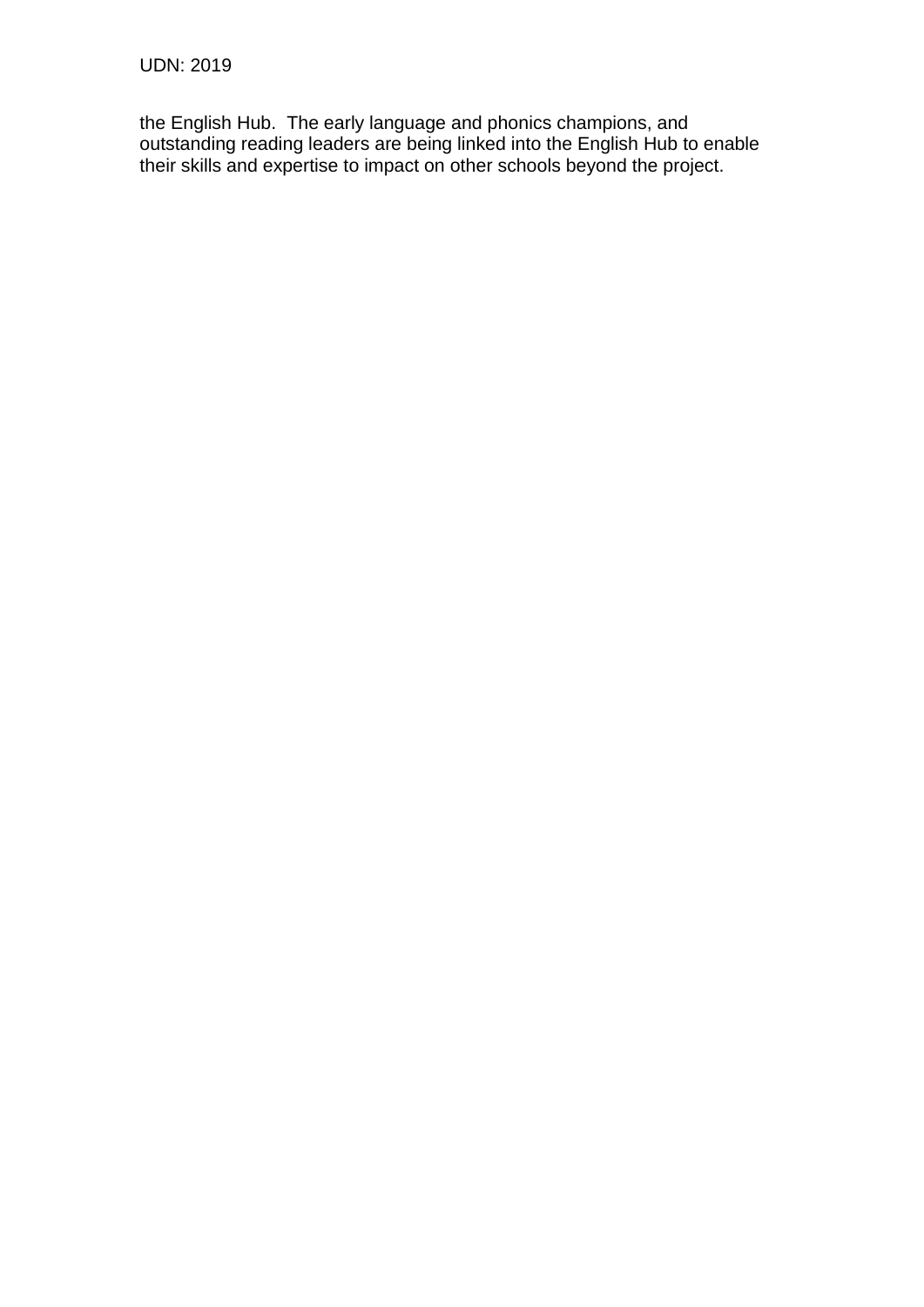the English Hub.  The early language and phonics champions, and outstanding reading leaders are being linked into the English Hub to enable their skills and expertise to impact on other schools beyond the project.